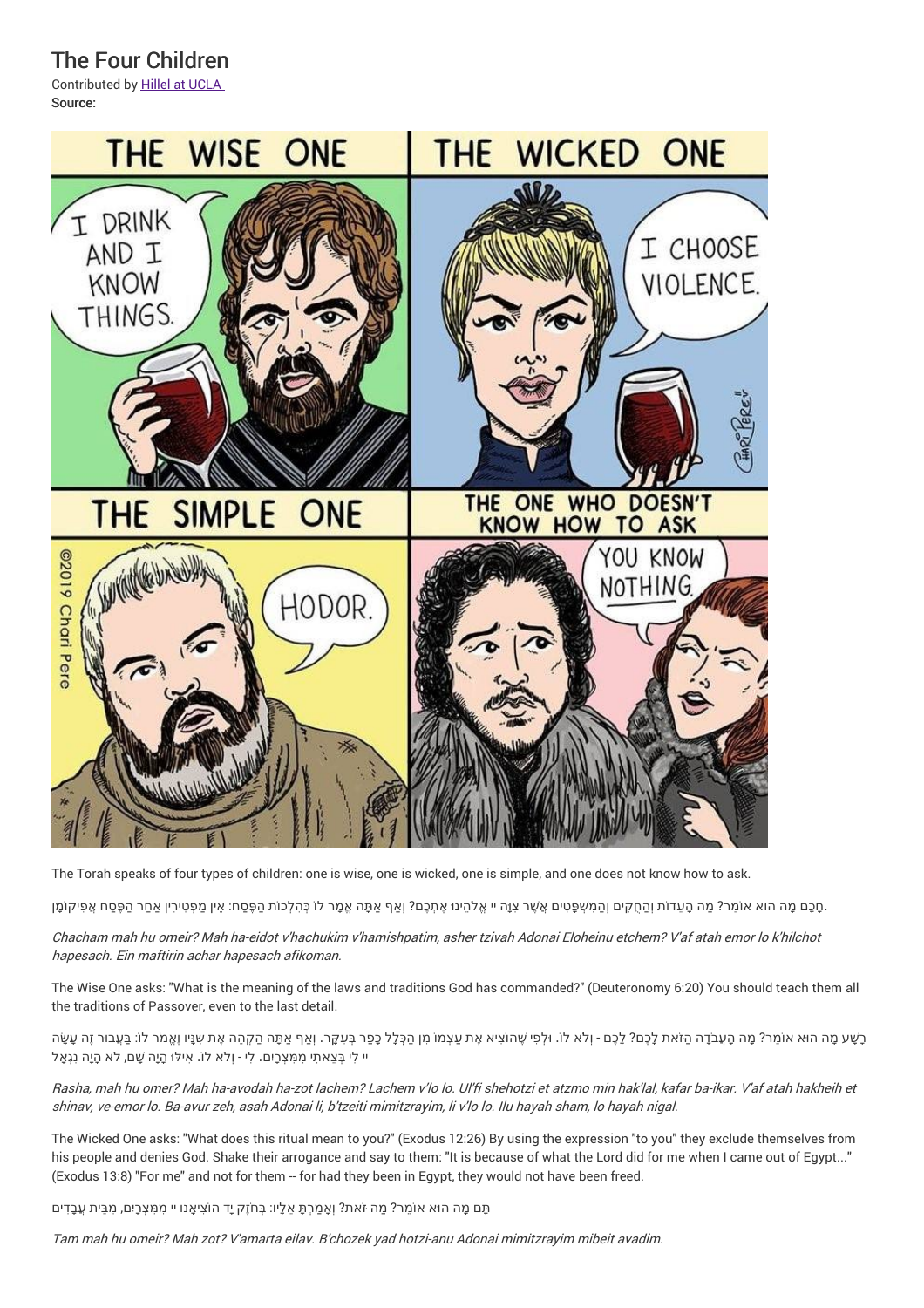# The Four Children

Contributed by Hillel at UCLA

Source:

The Torah speaks of four types of children: one is wise, one is wicked, one is simple, and one does not know how to ask.

חָכָם מָה הוּא אוֹמֵר? מָה הָעֵדוֹת וְהַחֻקִּים וְהַמִּשְׁפָּטִים אֲשֶׁר צִוָּה יי אֱלֹהֵינוּ אֶתְכֶם? וְאַף אַתָּה אֱמָר לוֹ כְּהִלְכוֹת הַפֶּסַח: אֵין מַפְטִירִין אַחַר הַפֶּסַח אֲפִיקוֹמָן.

*Chacham mah hu omeir? Mah ha-eidot v'hachukim v'hamishpatim, asher tzivah Adonai Eloheinu etchem? V'af atah emor lo k'hilchot hapesach. Ein maftirin achar hapesach afikoman.*

The Wise One asks: "What is the meaning of the laws and traditions God has commanded?" (Deuteronomy 6:20) You should teach them all the traditions of Passover, even to the last detail.

רָשָׁע מָה הוּא אוֹמֵר? מָה הָעֲבֹדָה הַזֹּאת לָכֶם? לָכֶם - וְלֹא לוֹ. וּלְפִי שֶׁהוֹצִיא אֶת עַצְמוֹ מִן הַכְּלָל כָּפַר בְּעִקָּר. וְאַף אַתָּה הַקְהֵה אֶת שִׁנָּיו וֶאֱמֹר לוֹ: בַּעֲבוּר זֶה עָשָׂה יי לִי בְּצֵאתִי מִמִּצְרָיִם. לִי - וְלֹא לוֹ. אִילּוּ הָיָה שָׁם, לֹא הָיָה נִגְאָל

*Rasha, mah hu omer? Mah ha-avodah ha-zot lachem? Lachem v'lo lo. Ul'fi shehotzi et atzmo min hak'lal, kafar ba-ikar. V'af atah hakheih et shinav, ve-emor lo. Ba-avur zeh, asah Adonai li, b'tzeiti mimitzrayim, li v'lo lo. Ilu hayah sham, lo hayah nigal.*

The Wicked One asks: "What does this ritual mean to you?" (Exodus 12:26) By using the expression "to you" they exclude themselves from his people and denies God. Shake their arrogance and say to them: "It is because of what the Lord did for me when I came out of Egypt..." (Exodus 13:8) "For me" and not for them -- for had they been in Egypt, they would not have been freed.

תָּם מָה הוּא אוֹמֵר? מַה זֹּאת? וְאָמַרְתָּ אֵלָיו: בְּחֹזֶק יָד הוֹצִיאָנוּ יי מִמִּצְרַיִם, מִבֵּית עֲבָדִים

*Tam mah hu omeir? Mah zot? V'amarta eilav. B'chozek yad hotzi-anu Adonai mimitzrayim mibeit avadim.*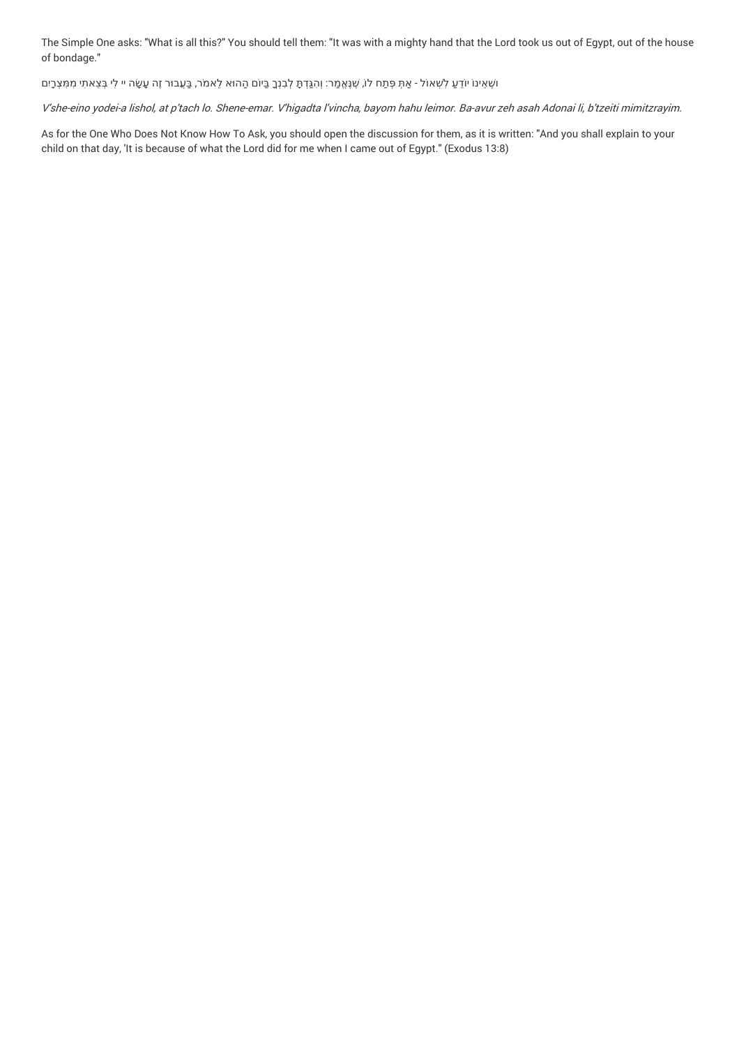The Simple One asks: "What is all this?" You should tell them: "It was with a mighty hand that the Lord took us out of Egypt, out of the house of bondage."

וְשֶׁאֵינוֹ יוֹדֵעַ לִשְׁאוֹל - אַתְּ פְּתַח לוֹ, שֶׁנֶּאֱמַר: וְהִגַּדְתָּ לְבִנְךָ בַּיּוֹם הַהוּא לֵאמֹר, בַּעֲבוּר זֶה עָשָׂה יי לִי בְּצֵאתִי מִמִּצְרָיִם

*V'she-eino yodei-a lishol, at p'tach lo. Shene-emar. V'higadta l'vincha, bayom hahu leimor. Ba-avur zeh asah Adonai li, b'tzeiti mimitzrayim.*

As for the One Who Does Not Know How To Ask, you should open the discussion for them, as it is written: "And you shall explain to your child on that day, 'It is because of what the Lord did for me when I came out of Egypt." (Exodus 13:8)